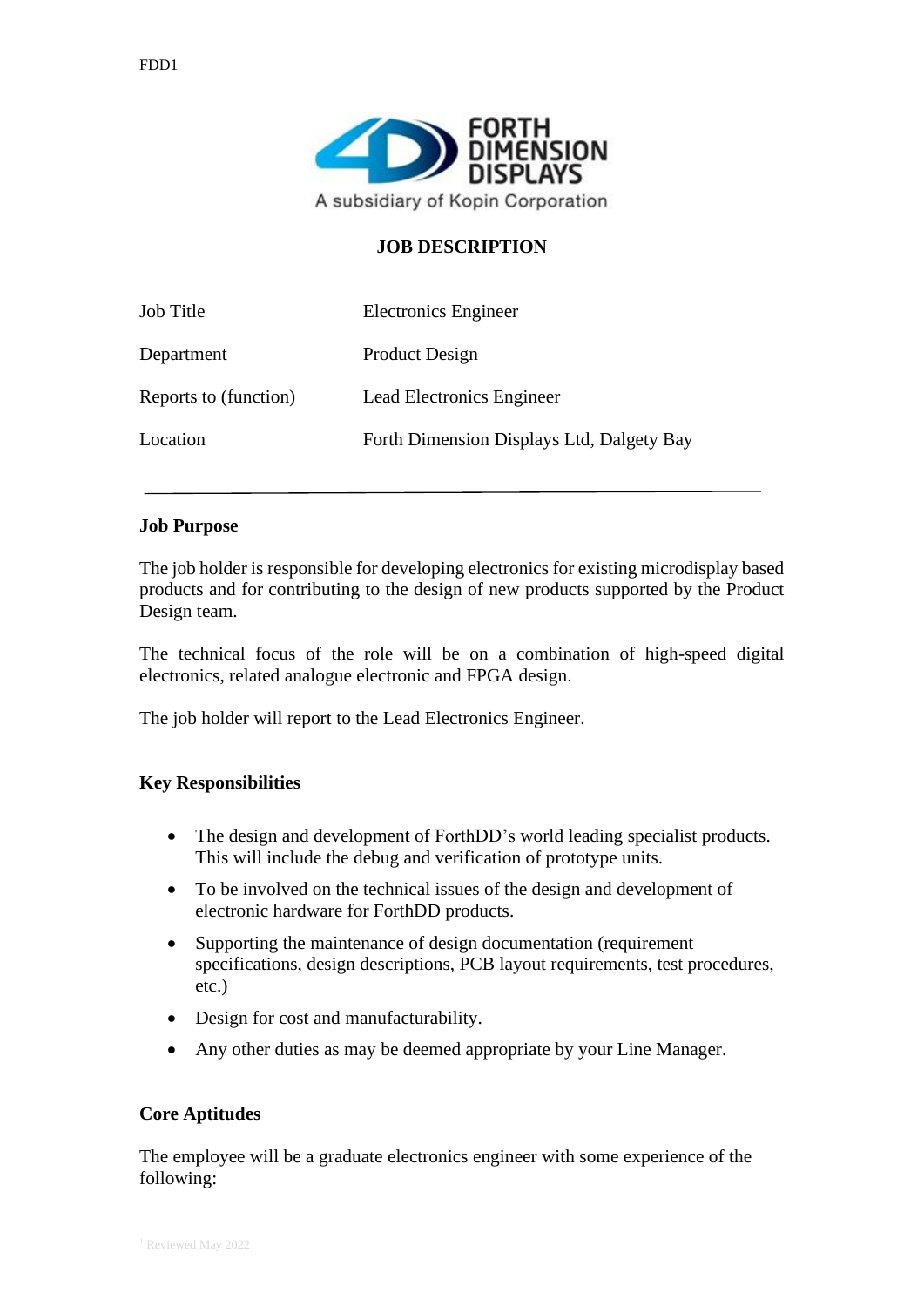# JOB DESCRIPTION

| | |
|---|---|
| Job Title | Electronics Engineer |
| Department | Product Design |
| Reports to (function) | Lead Electronics Engineer |
| Location | Forth Dimension Displays Ltd, Dalgety Bay |

---

## Job Purpose

The job holder is responsible for developing electronics for existing microdisplay based products and for contributing to the design of new products supported by the Product Design team.

The technical focus of the role will be on a combination of high-speed digital electronics, related analogue electronic and FPGA design.

The job holder will report to the Lead Electronics Engineer.

## Key Responsibilities

- The design and development of ForthDD's world leading specialist products. This will include the debug and verification of prototype units.
- To be involved on the technical issues of the design and development of electronic hardware for ForthDD products.
- Supporting the maintenance of design documentation (requirement specifications, design descriptions, PCB layout requirements, test procedures, etc.)
- Design for cost and manufacturability.
- Any other duties as may be deemed appropriate by your Line Manager.

## Core Aptitudes

The employee will be a graduate electronics engineer with some experience of the following: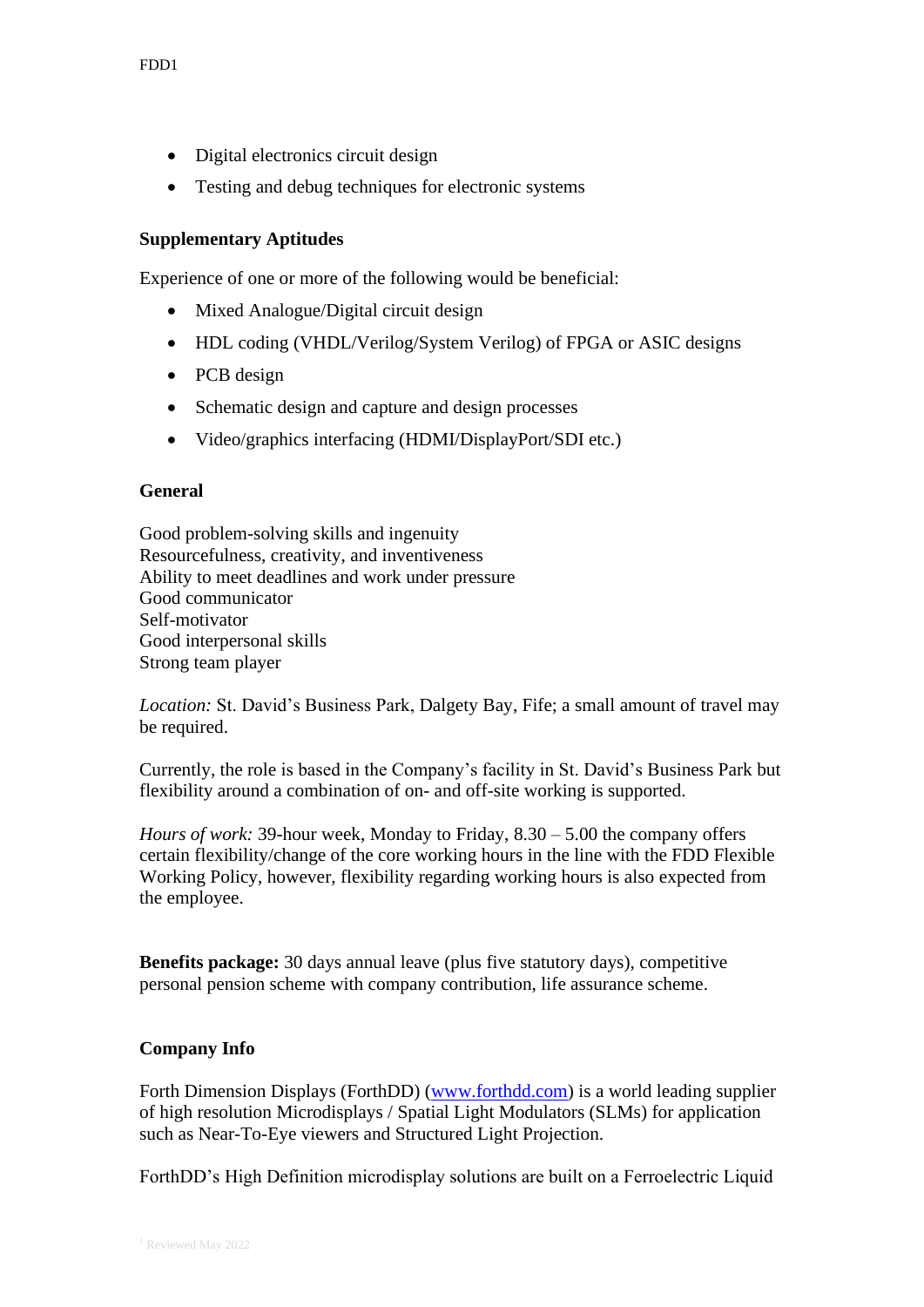- Digital electronics circuit design
- Testing and debug techniques for electronic systems

**Supplementary Aptitudes**

Experience of one or more of the following would be beneficial:

- Mixed Analogue/Digital circuit design
- HDL coding (VHDL/Verilog/System Verilog) of FPGA or ASIC designs
- PCB design
- Schematic design and capture and design processes
- Video/graphics interfacing (HDMI/DisplayPort/SDI etc.)

**General**

Good problem-solving skills and ingenuity
Resourcefulness, creativity, and inventiveness
Ability to meet deadlines and work under pressure
Good communicator
Self-motivator
Good interpersonal skills
Strong team player

*Location:* St. David's Business Park, Dalgety Bay, Fife; a small amount of travel may be required.

Currently, the role is based in the Company's facility in St. David's Business Park but flexibility around a combination of on- and off-site working is supported.

*Hours of work:* 39-hour week, Monday to Friday, 8.30 – 5.00 the company offers certain flexibility/change of the core working hours in the line with the FDD Flexible Working Policy, however, flexibility regarding working hours is also expected from the employee.

**Benefits package:** 30 days annual leave (plus five statutory days), competitive personal pension scheme with company contribution, life assurance scheme.

**Company Info**

Forth Dimension Displays (ForthDD) ([www.forthdd.com](www.forthdd.com)) is a world leading supplier of high resolution Microdisplays / Spatial Light Modulators (SLMs) for application such as Near-To-Eye viewers and Structured Light Projection.

ForthDD's High Definition microdisplay solutions are built on a Ferroelectric Liquid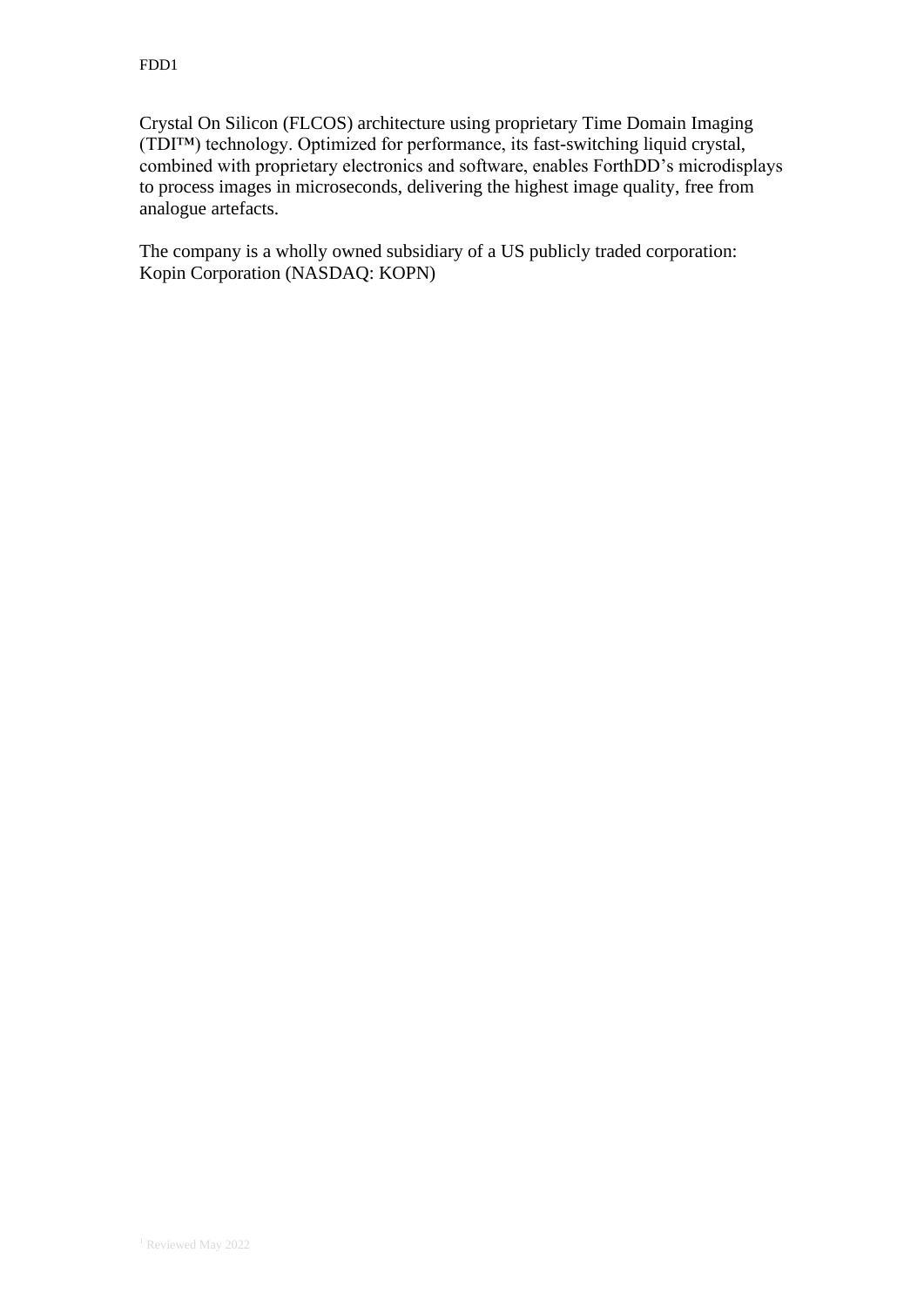Crystal On Silicon (FLCOS) architecture using proprietary Time Domain Imaging (TDI™) technology. Optimized for performance, its fast-switching liquid crystal, combined with proprietary electronics and software, enables ForthDD's microdisplays to process images in microseconds, delivering the highest image quality, free from analogue artefacts.

The company is a wholly owned subsidiary of a US publicly traded corporation: Kopin Corporation (NASDAQ: KOPN)

[1] Reviewed May 2022